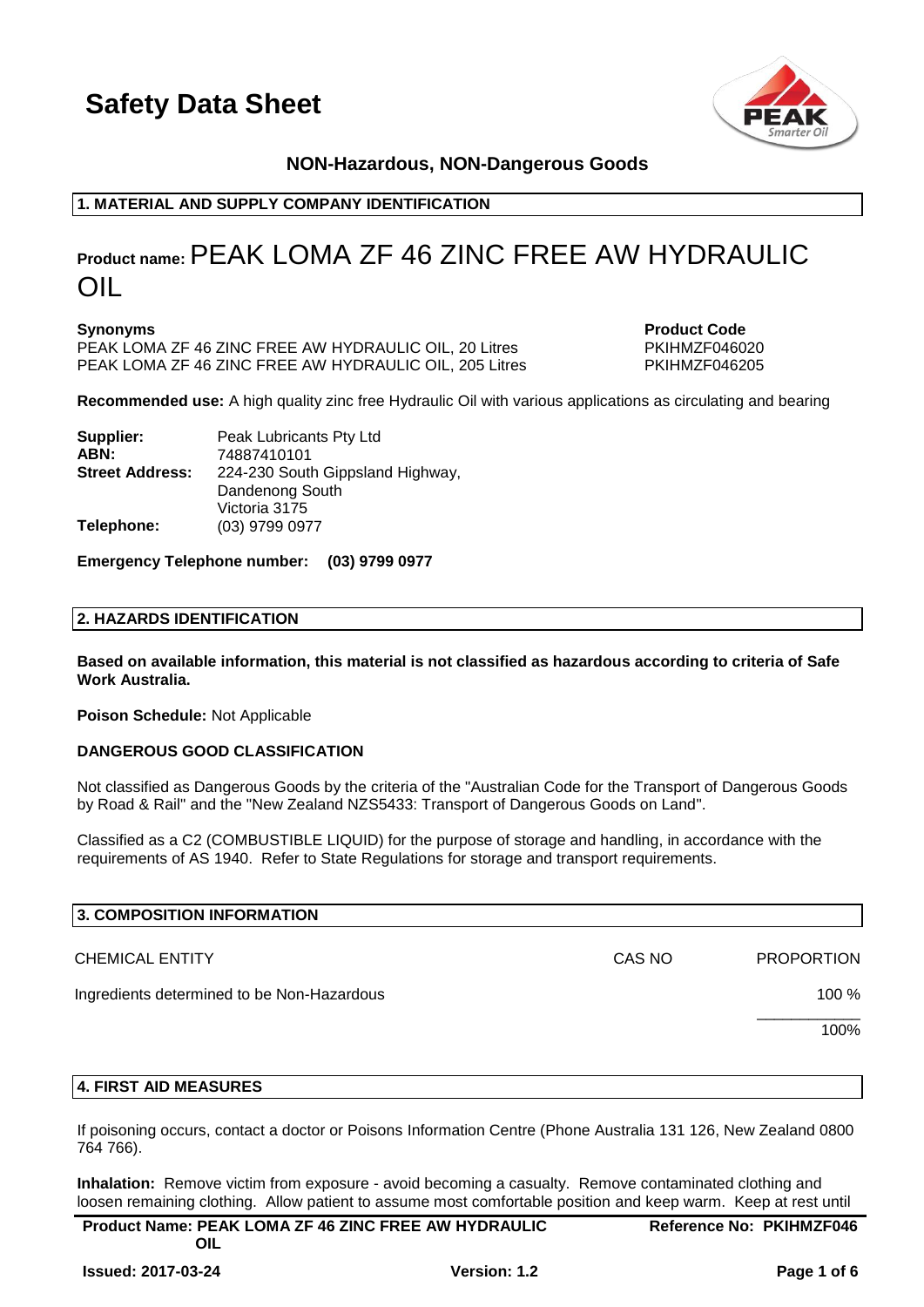# Safety Data Sheet

**NON-Hazardous, NON-Dangerous Goods**

## 1. MATERIAL AND SUPPLY COMPANY IDENTIFICATION

**Product name:** PEAK LOMA ZF 46 ZINC FREE AW HYDRAULIC OIL

| **Synonyms** | **Product Code** |
|---|---|
| PEAK LOMA ZF 46 ZINC FREE AW HYDRAULIC OIL, 20 Litres | PKIHMZF046020 |
| PEAK LOMA ZF 46 ZINC FREE AW HYDRAULIC OIL, 205 Litres | PKIHMZF046205 |

**Recommended use:** A high quality zinc free Hydraulic Oil with various applications as circulating and bearing

**Supplier:** Peak Lubricants Pty Ltd
**ABN:** 74887410101
**Street Address:** 224-230 South Gippsland Highway, Dandenong South Victoria 3175
**Telephone:** (03) 9799 0977

**Emergency Telephone number: (03) 9799 0977**

## 2. HAZARDS IDENTIFICATION

**Based on available information, this material is not classified as hazardous according to criteria of Safe Work Australia.**

**Poison Schedule:** Not Applicable

**DANGEROUS GOOD CLASSIFICATION**

Not classified as Dangerous Goods by the criteria of the "Australian Code for the Transport of Dangerous Goods by Road & Rail" and the "New Zealand NZS5433: Transport of Dangerous Goods on Land".

Classified as a C2 (COMBUSTIBLE LIQUID) for the purpose of storage and handling, in accordance with the requirements of AS 1940. Refer to State Regulations for storage and transport requirements.

## 3. COMPOSITION INFORMATION

| CHEMICAL ENTITY | CAS NO | PROPORTION |
|---|---|---|
| Ingredients determined to be Non-Hazardous | | 100 % |
| | | 100% |

## 4. FIRST AID MEASURES

If poisoning occurs, contact a doctor or Poisons Information Centre (Phone Australia 131 126, New Zealand 0800 764 766).

**Inhalation:** Remove victim from exposure - avoid becoming a casualty. Remove contaminated clothing and loosen remaining clothing. Allow patient to assume most comfortable position and keep warm. Keep at rest until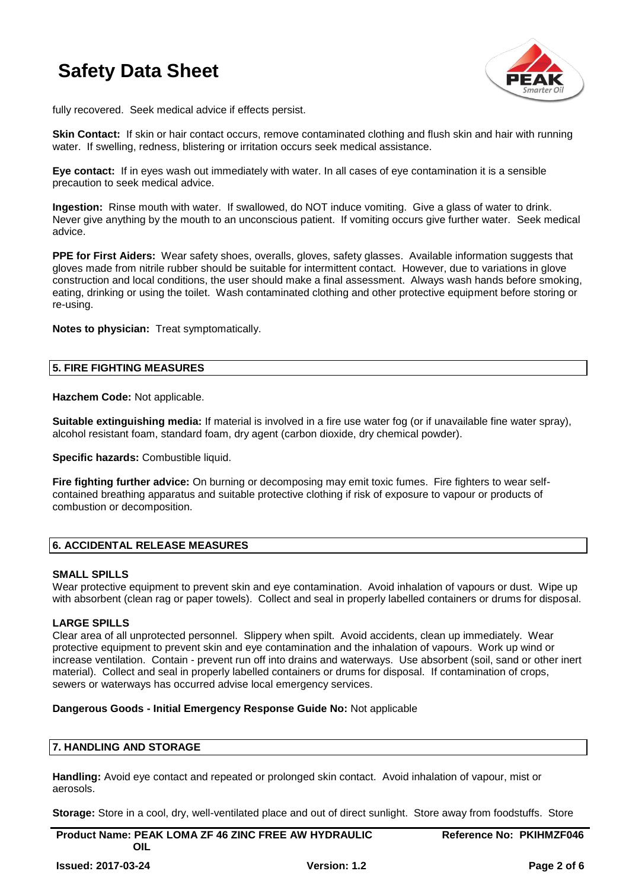fully recovered. Seek medical advice if effects persist.

**Skin Contact:** If skin or hair contact occurs, remove contaminated clothing and flush skin and hair with running water. If swelling, redness, blistering or irritation occurs seek medical assistance.

**Eye contact:** If in eyes wash out immediately with water. In all cases of eye contamination it is a sensible precaution to seek medical advice.

**Ingestion:** Rinse mouth with water. If swallowed, do NOT induce vomiting. Give a glass of water to drink. Never give anything by the mouth to an unconscious patient. If vomiting occurs give further water. Seek medical advice.

**PPE for First Aiders:** Wear safety shoes, overalls, gloves, safety glasses. Available information suggests that gloves made from nitrile rubber should be suitable for intermittent contact. However, due to variations in glove construction and local conditions, the user should make a final assessment. Always wash hands before smoking, eating, drinking or using the toilet. Wash contaminated clothing and other protective equipment before storing or re-using.

**Notes to physician:** Treat symptomatically.

## 5. FIRE FIGHTING MEASURES

**Hazchem Code:** Not applicable.

**Suitable extinguishing media:** If material is involved in a fire use water fog (or if unavailable fine water spray), alcohol resistant foam, standard foam, dry agent (carbon dioxide, dry chemical powder).

**Specific hazards:** Combustible liquid.

**Fire fighting further advice:** On burning or decomposing may emit toxic fumes. Fire fighters to wear self-contained breathing apparatus and suitable protective clothing if risk of exposure to vapour or products of combustion or decomposition.

## 6. ACCIDENTAL RELEASE MEASURES

### SMALL SPILLS

Wear protective equipment to prevent skin and eye contamination. Avoid inhalation of vapours or dust. Wipe up with absorbent (clean rag or paper towels). Collect and seal in properly labelled containers or drums for disposal.

### LARGE SPILLS

Clear area of all unprotected personnel. Slippery when spilt. Avoid accidents, clean up immediately. Wear protective equipment to prevent skin and eye contamination and the inhalation of vapours. Work up wind or increase ventilation. Contain - prevent run off into drains and waterways. Use absorbent (soil, sand or other inert material). Collect and seal in properly labelled containers or drums for disposal. If contamination of crops, sewers or waterways has occurred advise local emergency services.

**Dangerous Goods - Initial Emergency Response Guide No:** Not applicable

## 7. HANDLING AND STORAGE

**Handling:** Avoid eye contact and repeated or prolonged skin contact. Avoid inhalation of vapour, mist or aerosols.

**Storage:** Store in a cool, dry, well-ventilated place and out of direct sunlight. Store away from foodstuffs. Store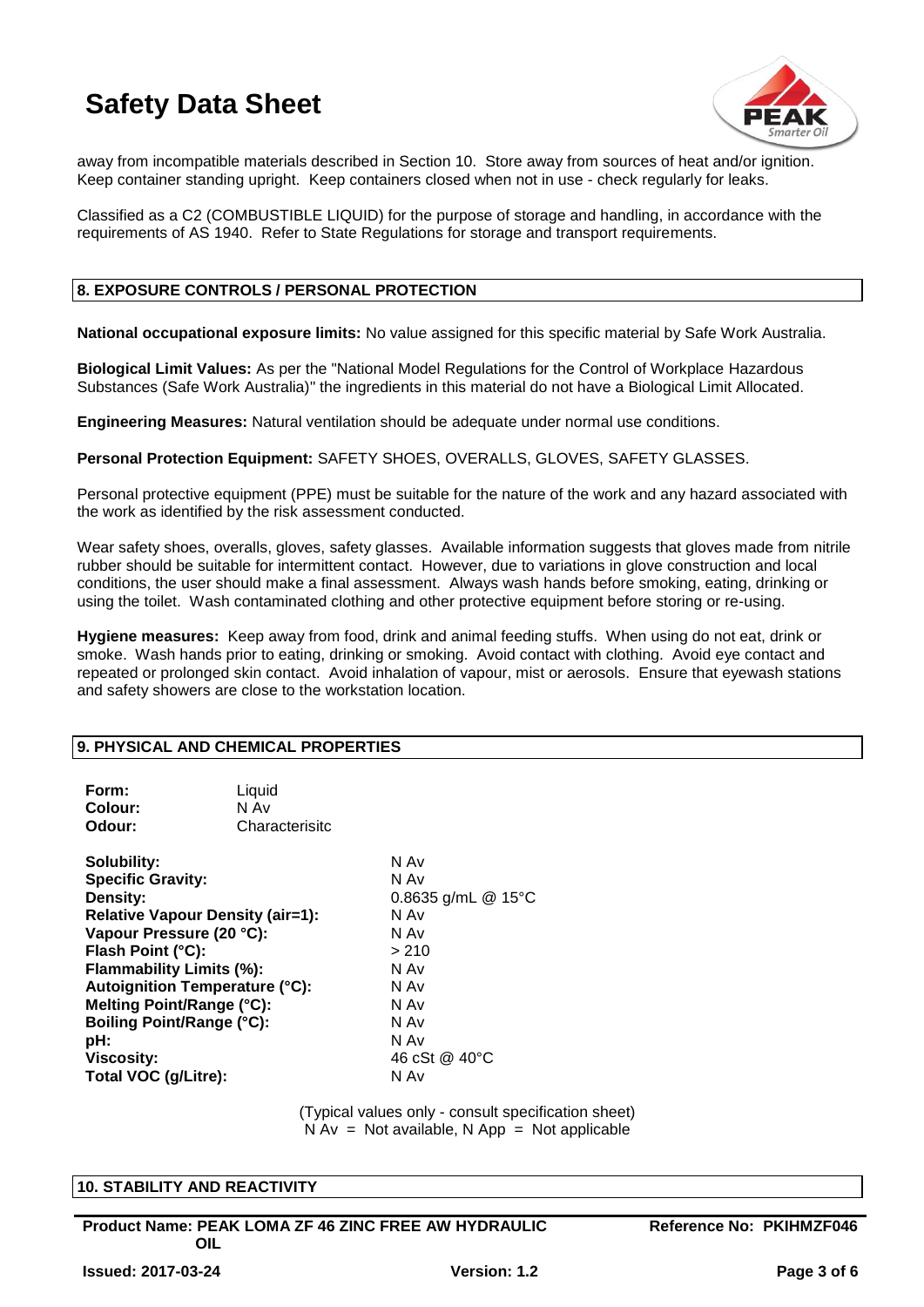away from incompatible materials described in Section 10. Store away from sources of heat and/or ignition. Keep container standing upright. Keep containers closed when not in use - check regularly for leaks.

Classified as a C2 (COMBUSTIBLE LIQUID) for the purpose of storage and handling, in accordance with the requirements of AS 1940. Refer to State Regulations for storage and transport requirements.

## 8. EXPOSURE CONTROLS / PERSONAL PROTECTION

**National occupational exposure limits:** No value assigned for this specific material by Safe Work Australia.

**Biological Limit Values:** As per the "National Model Regulations for the Control of Workplace Hazardous Substances (Safe Work Australia)" the ingredients in this material do not have a Biological Limit Allocated.

**Engineering Measures:** Natural ventilation should be adequate under normal use conditions.

**Personal Protection Equipment:** SAFETY SHOES, OVERALLS, GLOVES, SAFETY GLASSES.

Personal protective equipment (PPE) must be suitable for the nature of the work and any hazard associated with the work as identified by the risk assessment conducted.

Wear safety shoes, overalls, gloves, safety glasses. Available information suggests that gloves made from nitrile rubber should be suitable for intermittent contact. However, due to variations in glove construction and local conditions, the user should make a final assessment. Always wash hands before smoking, eating, drinking or using the toilet. Wash contaminated clothing and other protective equipment before storing or re-using.

**Hygiene measures:** Keep away from food, drink and animal feeding stuffs. When using do not eat, drink or smoke. Wash hands prior to eating, drinking or smoking. Avoid contact with clothing. Avoid eye contact and repeated or prolonged skin contact. Avoid inhalation of vapour, mist or aerosols. Ensure that eyewash stations and safety showers are close to the workstation location.

## 9. PHYSICAL AND CHEMICAL PROPERTIES

| | |
|---|---|
| **Form:** | Liquid |
| **Colour:** | N Av |
| **Odour:** | Characterisitc |

| | |
|---|---|
| **Solubility:** | N Av |
| **Specific Gravity:** | N Av |
| **Density:** | 0.8635 g/mL @ 15°C |
| **Relative Vapour Density (air=1):** | N Av |
| **Vapour Pressure (20 °C):** | N Av |
| **Flash Point (°C):** | > 210 |
| **Flammability Limits (%):** | N Av |
| **Autoignition Temperature (°C):** | N Av |
| **Melting Point/Range (°C):** | N Av |
| **Boiling Point/Range (°C):** | N Av |
| **pH:** | N Av |
| **Viscosity:** | 46 cSt @ 40°C |
| **Total VOC (g/Litre):** | N Av |

(Typical values only - consult specification sheet)
N Av = Not available, N App = Not applicable

## 10. STABILITY AND REACTIVITY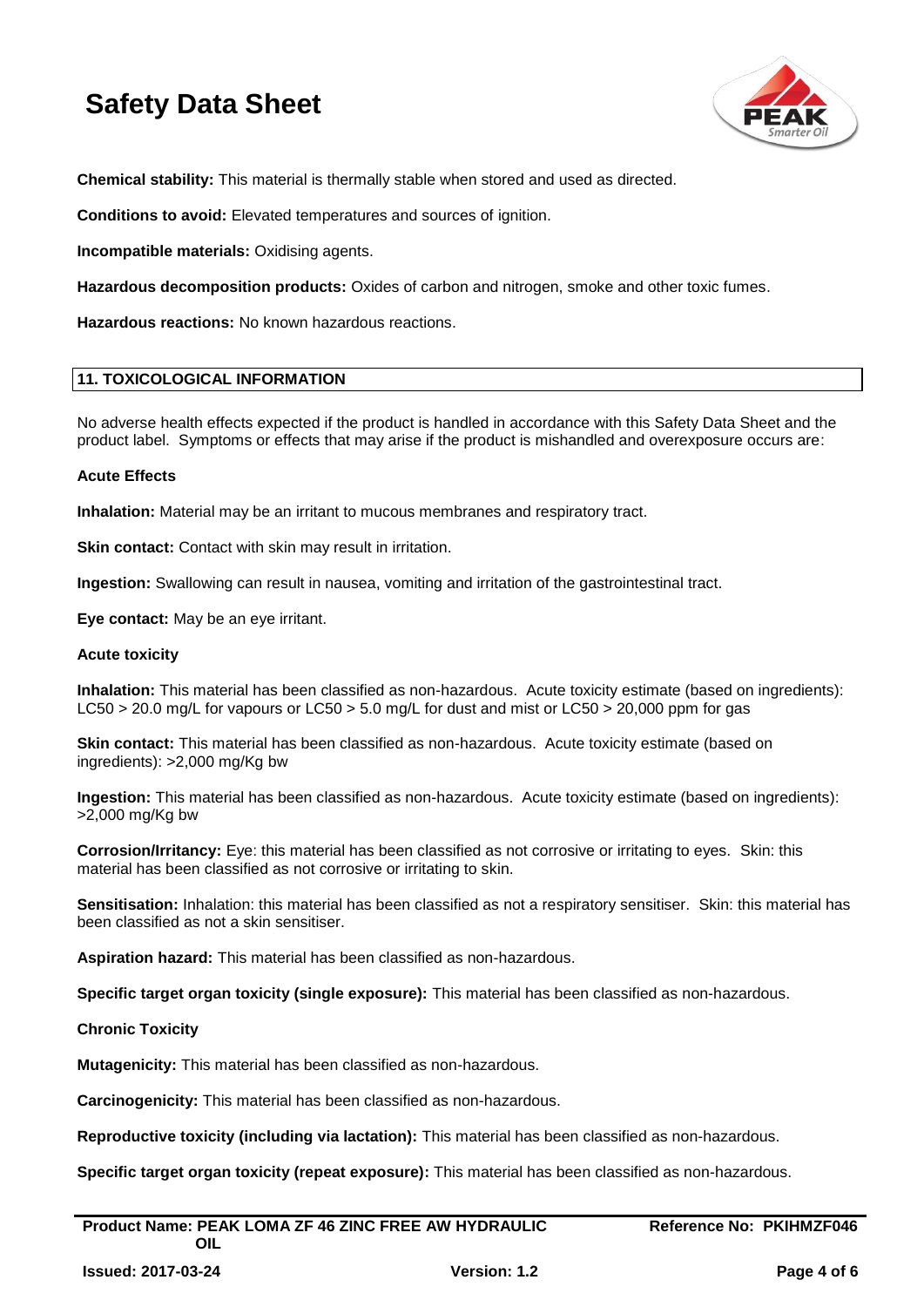**Chemical stability:** This material is thermally stable when stored and used as directed.

**Conditions to avoid:** Elevated temperatures and sources of ignition.

**Incompatible materials:** Oxidising agents.

**Hazardous decomposition products:** Oxides of carbon and nitrogen, smoke and other toxic fumes.

**Hazardous reactions:** No known hazardous reactions.

## 11. TOXICOLOGICAL INFORMATION

No adverse health effects expected if the product is handled in accordance with this Safety Data Sheet and the product label. Symptoms or effects that may arise if the product is mishandled and overexposure occurs are:

**Acute Effects**

**Inhalation:** Material may be an irritant to mucous membranes and respiratory tract.

**Skin contact:** Contact with skin may result in irritation.

**Ingestion:** Swallowing can result in nausea, vomiting and irritation of the gastrointestinal tract.

**Eye contact:** May be an eye irritant.

**Acute toxicity**

**Inhalation:** This material has been classified as non-hazardous. Acute toxicity estimate (based on ingredients): LC50 > 20.0 mg/L for vapours or LC50 > 5.0 mg/L for dust and mist or LC50 > 20,000 ppm for gas

**Skin contact:** This material has been classified as non-hazardous. Acute toxicity estimate (based on ingredients): >2,000 mg/Kg bw

**Ingestion:** This material has been classified as non-hazardous. Acute toxicity estimate (based on ingredients): >2,000 mg/Kg bw

**Corrosion/Irritancy:** Eye: this material has been classified as not corrosive or irritating to eyes. Skin: this material has been classified as not corrosive or irritating to skin.

**Sensitisation:** Inhalation: this material has been classified as not a respiratory sensitiser. Skin: this material has been classified as not a skin sensitiser.

**Aspiration hazard:** This material has been classified as non-hazardous.

**Specific target organ toxicity (single exposure):** This material has been classified as non-hazardous.

**Chronic Toxicity**

**Mutagenicity:** This material has been classified as non-hazardous.

**Carcinogenicity:** This material has been classified as non-hazardous.

**Reproductive toxicity (including via lactation):** This material has been classified as non-hazardous.

**Specific target organ toxicity (repeat exposure):** This material has been classified as non-hazardous.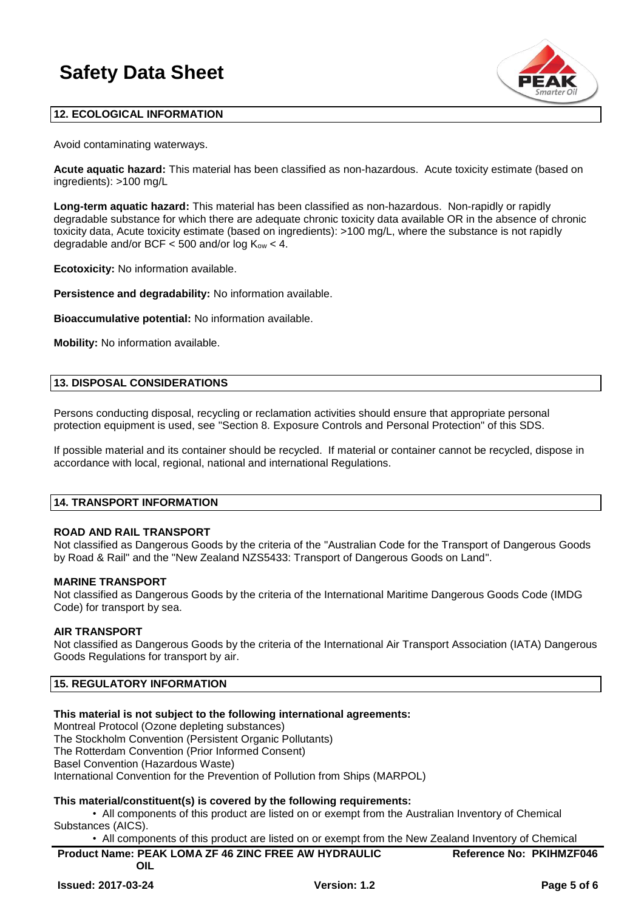## 12. ECOLOGICAL INFORMATION

Avoid contaminating waterways.

**Acute aquatic hazard:** This material has been classified as non-hazardous. Acute toxicity estimate (based on ingredients): >100 mg/L

**Long-term aquatic hazard:** This material has been classified as non-hazardous. Non-rapidly or rapidly degradable substance for which there are adequate chronic toxicity data available OR in the absence of chronic toxicity data, Acute toxicity estimate (based on ingredients): >100 mg/L, where the substance is not rapidly degradable and/or BCF < 500 and/or log $K_{ow}$ < 4.

**Ecotoxicity:** No information available.

**Persistence and degradability:** No information available.

**Bioaccumulative potential:** No information available.

**Mobility:** No information available.

## 13. DISPOSAL CONSIDERATIONS

Persons conducting disposal, recycling or reclamation activities should ensure that appropriate personal protection equipment is used, see "Section 8. Exposure Controls and Personal Protection" of this SDS.

If possible material and its container should be recycled. If material or container cannot be recycled, dispose in accordance with local, regional, national and international Regulations.

## 14. TRANSPORT INFORMATION

**ROAD AND RAIL TRANSPORT**

Not classified as Dangerous Goods by the criteria of the "Australian Code for the Transport of Dangerous Goods by Road & Rail" and the "New Zealand NZS5433: Transport of Dangerous Goods on Land".

**MARINE TRANSPORT**

Not classified as Dangerous Goods by the criteria of the International Maritime Dangerous Goods Code (IMDG Code) for transport by sea.

**AIR TRANSPORT**

Not classified as Dangerous Goods by the criteria of the International Air Transport Association (IATA) Dangerous Goods Regulations for transport by air.

## 15. REGULATORY INFORMATION

**This material is not subject to the following international agreements:**

Montreal Protocol (Ozone depleting substances)
The Stockholm Convention (Persistent Organic Pollutants)
The Rotterdam Convention (Prior Informed Consent)
Basel Convention (Hazardous Waste)
International Convention for the Prevention of Pollution from Ships (MARPOL)

**This material/constituent(s) is covered by the following requirements:**

- All components of this product are listed on or exempt from the Australian Inventory of Chemical Substances (AICS).
- All components of this product are listed on or exempt from the New Zealand Inventory of Chemical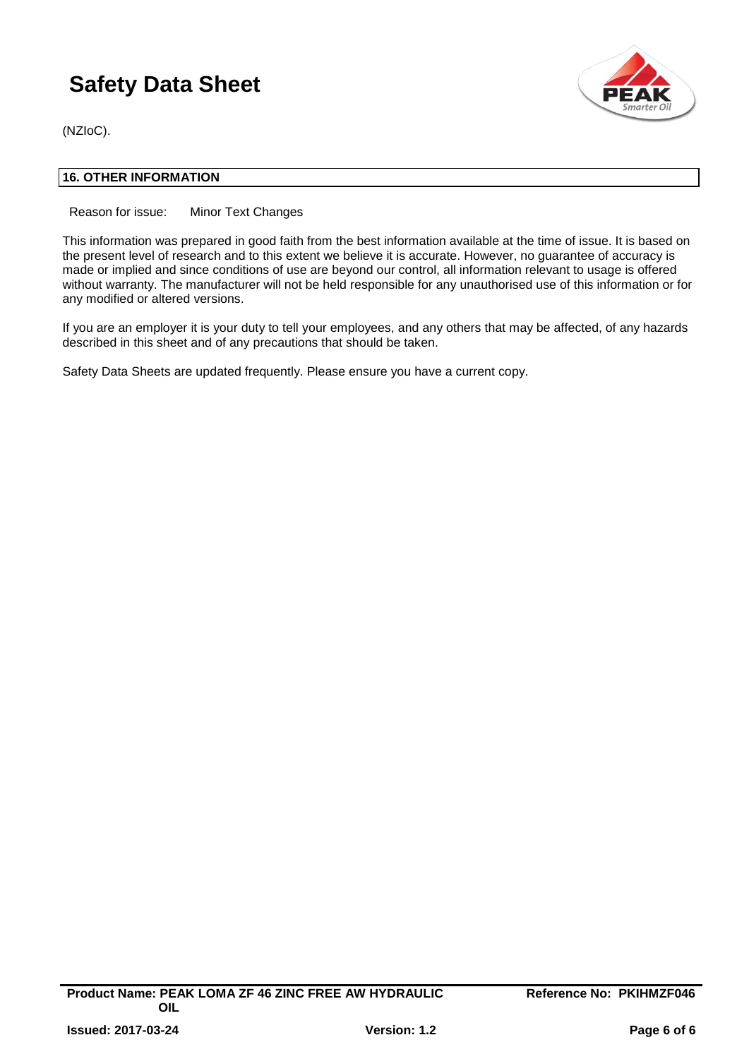(NZIoC).

## 16. OTHER INFORMATION

Reason for issue: Minor Text Changes

This information was prepared in good faith from the best information available at the time of issue. It is based on the present level of research and to this extent we believe it is accurate. However, no guarantee of accuracy is made or implied and since conditions of use are beyond our control, all information relevant to usage is offered without warranty. The manufacturer will not be held responsible for any unauthorised use of this information or for any modified or altered versions.

If you are an employer it is your duty to tell your employees, and any others that may be affected, of any hazards described in this sheet and of any precautions that should be taken.

Safety Data Sheets are updated frequently. Please ensure you have a current copy.